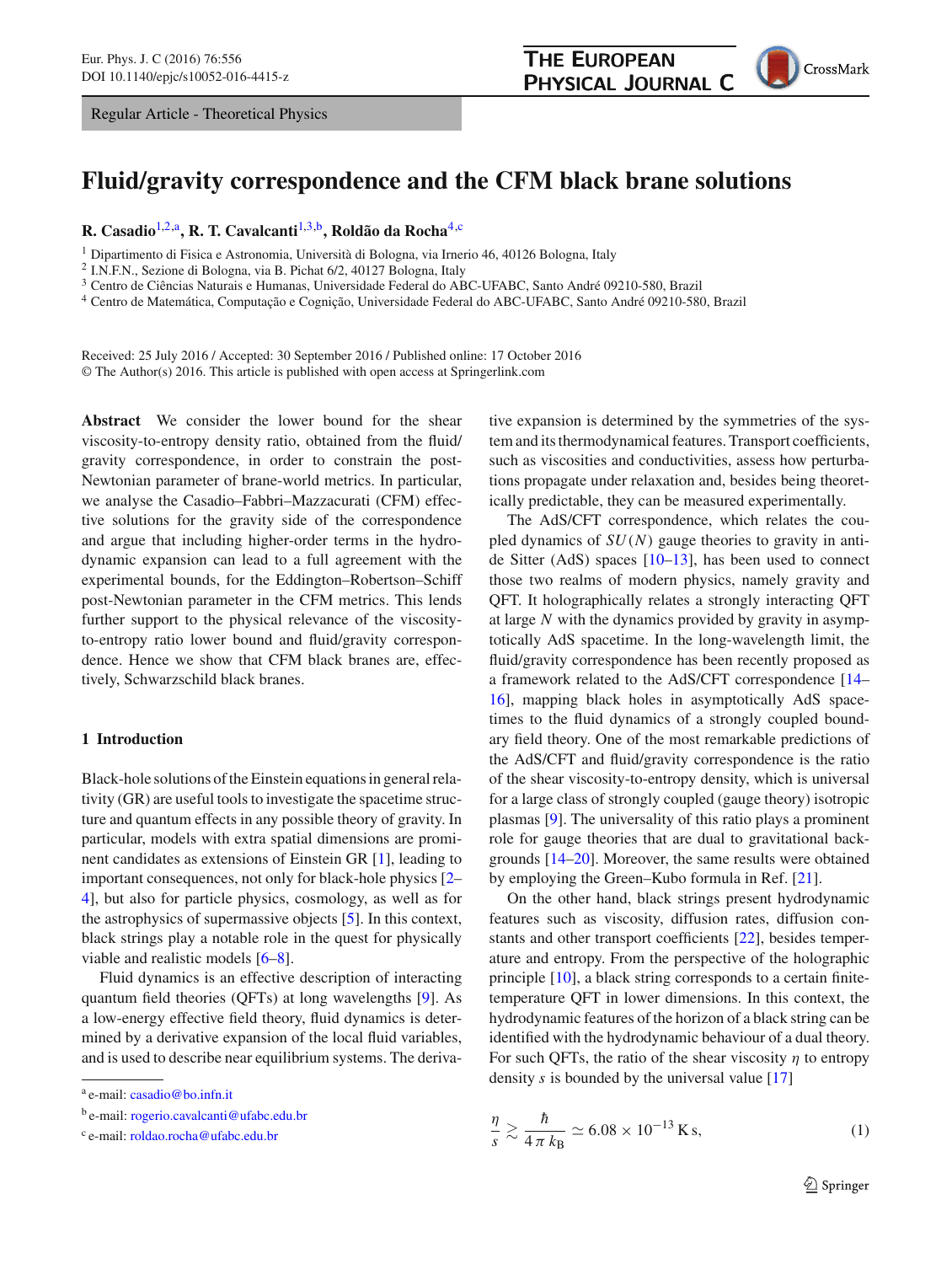Regular Article - Theoretical Physics

# Fluid/gravity correspondence and the CFM black brane solutions

**R. Casadio**[1,2,a], **R. T. Cavalcanti**[1,3,b], **Roldão da Rocha**[4,c]

[1] Dipartimento di Fisica e Astronomia, Università di Bologna, via Irnerio 46, 40126 Bologna, Italy
[2] I.N.F.N., Sezione di Bologna, via B. Pichat 6/2, 40127 Bologna, Italy
[3] Centro de Ciências Naturais e Humanas, Universidade Federal do ABC-UFABC, Santo André 09210-580, Brazil
[4] Centro de Matemática, Computação e Cognição, Universidade Federal do ABC-UFABC, Santo André 09210-580, Brazil

Received: 25 July 2016 / Accepted: 30 September 2016 / Published online: 17 October 2016
© The Author(s) 2016. This article is published with open access at Springerlink.com

**Abstract** We consider the lower bound for the shear viscosity-to-entropy density ratio, obtained from the fluid/gravity correspondence, in order to constrain the post-Newtonian parameter of brane-world metrics. In particular, we analyse the Casadio–Fabbri–Mazzacurati (CFM) effective solutions for the gravity side of the correspondence and argue that including higher-order terms in the hydrodynamic expansion can lead to a full agreement with the experimental bounds, for the Eddington–Robertson–Schiff post-Newtonian parameter in the CFM metrics. This lends further support to the physical relevance of the viscosity-to-entropy ratio lower bound and fluid/gravity correspondence. Hence we show that CFM black branes are, effectively, Schwarzschild black branes.

## 1 Introduction

Black-hole solutions of the Einstein equations in general relativity (GR) are useful tools to investigate the spacetime structure and quantum effects in any possible theory of gravity. In particular, models with extra spatial dimensions are prominent candidates as extensions of Einstein GR [1], leading to important consequences, not only for black-hole physics [2–4], but also for particle physics, cosmology, as well as for the astrophysics of supermassive objects [5]. In this context, black strings play a notable role in the quest for physically viable and realistic models [6–8].

Fluid dynamics is an effective description of interacting quantum field theories (QFTs) at long wavelengths [9]. As a low-energy effective field theory, fluid dynamics is determined by a derivative expansion of the local fluid variables, and is used to describe near equilibrium systems. The derivative expansion is determined by the symmetries of the system and its thermodynamical features. Transport coefficients, such as viscosities and conductivities, assess how perturbations propagate under relaxation and, besides being theoretically predictable, they can be measured experimentally.

The AdS/CFT correspondence, which relates the coupled dynamics of $SU(N)$ gauge theories to gravity in anti-de Sitter (AdS) spaces [10–13], has been used to connect those two realms of modern physics, namely gravity and QFT. It holographically relates a strongly interacting QFT at large $N$ with the dynamics provided by gravity in asymptotically AdS spacetime. In the long-wavelength limit, the fluid/gravity correspondence has been recently proposed as a framework related to the AdS/CFT correspondence [14–16], mapping black holes in asymptotically AdS spacetimes to the fluid dynamics of a strongly coupled boundary field theory. One of the most remarkable predictions of the AdS/CFT and fluid/gravity correspondence is the ratio of the shear viscosity-to-entropy density, which is universal for a large class of strongly coupled (gauge theory) isotropic plasmas [9]. The universality of this ratio plays a prominent role for gauge theories that are dual to gravitational backgrounds [14–20]. Moreover, the same results were obtained by employing the Green–Kubo formula in Ref. [21].

On the other hand, black strings present hydrodynamic features such as viscosity, diffusion rates, diffusion constants and other transport coefficients [22], besides temperature and entropy. From the perspective of the holographic principle [10], a black string corresponds to a certain finite-temperature QFT in lower dimensions. In this context, the hydrodynamic features of the horizon of a black string can be identified with the hydrodynamic behaviour of a dual theory. For such QFTs, the ratio of the shear viscosity $\eta$ to entropy density $s$ is bounded by the universal value [17]

$$\frac{\eta}{s} \gtrsim \frac{\hbar}{4\pi\, k_{\rm B}} \simeq 6.08 \times 10^{-13}\,{\rm K\,s}, \tag{1}$$

[a] e-mail: casadio@bo.infn.it

[b] e-mail: rogerio.cavalcanti@ufabc.edu.br

[c] e-mail: roldao.rocha@ufabc.edu.br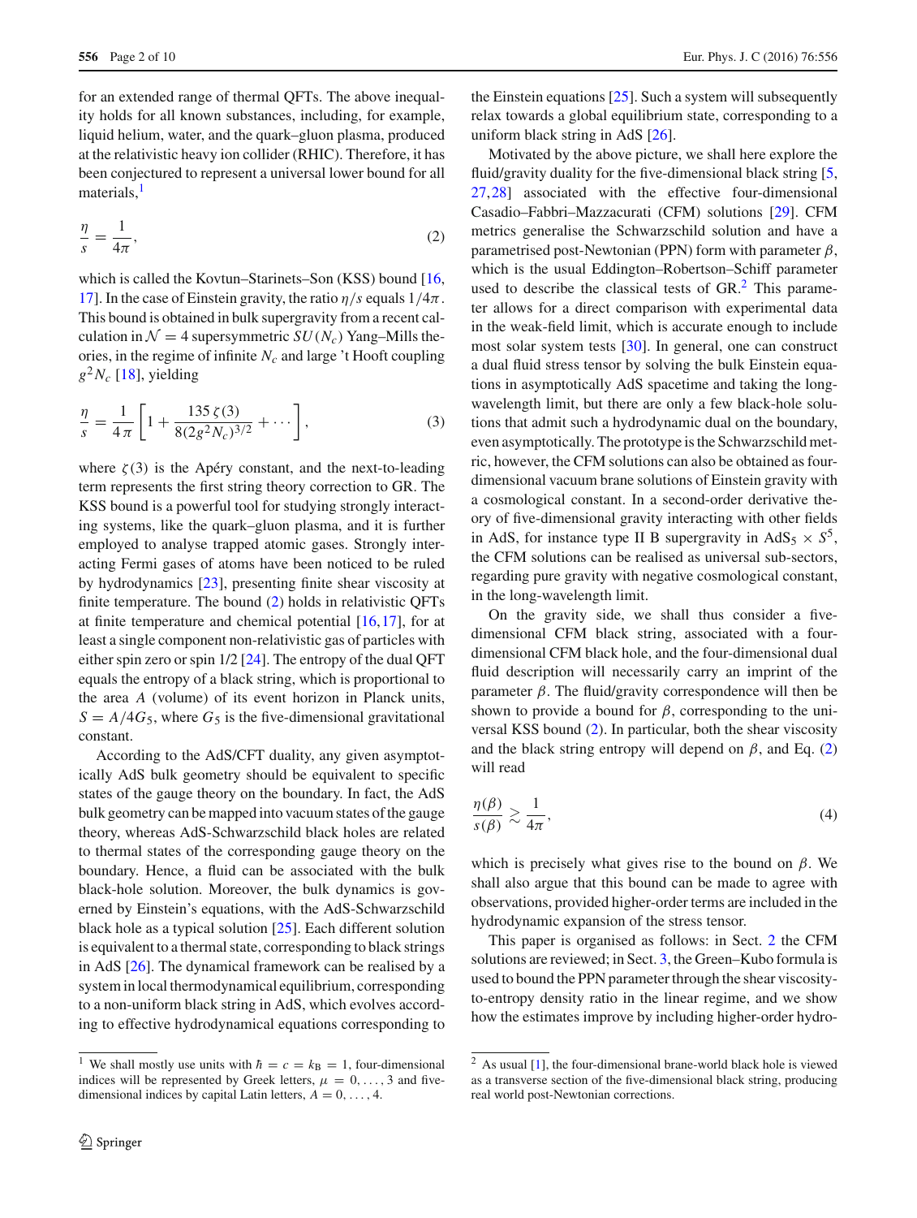for an extended range of thermal QFTs. The above inequality holds for all known substances, including, for example, liquid helium, water, and the quark–gluon plasma, produced at the relativistic heavy ion collider (RHIC). Therefore, it has been conjectured to represent a universal lower bound for all materials,[1]

$$\frac{\eta}{s} = \frac{1}{4\pi}, \tag{2}$$

which is called the Kovtun–Starinets–Son (KSS) bound [16, 17]. In the case of Einstein gravity, the ratio $\eta/s$ equals $1/4\pi$. This bound is obtained in bulk supergravity from a recent calculation in $\mathcal{N}=4$ supersymmetric $SU(N_c)$ Yang–Mills theories, in the regime of infinite $N_c$ and large 't Hooft coupling $g^2 N_c$ [18], yielding

$$\frac{\eta}{s} = \frac{1}{4\pi}\left[1 + \frac{135\,\zeta(3)}{8(2g^2 N_c)^{3/2}} + \cdots\right], \tag{3}$$

where $\zeta(3)$ is the Apéry constant, and the next-to-leading term represents the first string theory correction to GR. The KSS bound is a powerful tool for studying strongly interacting systems, like the quark–gluon plasma, and it is further employed to analyse trapped atomic gases. Strongly interacting Fermi gases of atoms have been noticed to be ruled by hydrodynamics [23], presenting finite shear viscosity at finite temperature. The bound (2) holds in relativistic QFTs at finite temperature and chemical potential [16, 17], for at least a single component non-relativistic gas of particles with either spin zero or spin 1/2 [24]. The entropy of the dual QFT equals the entropy of a black string, which is proportional to the area $A$ (volume) of its event horizon in Planck units, $S = A/4G_5$, where $G_5$ is the five-dimensional gravitational constant.

According to the AdS/CFT duality, any given asymptotically AdS bulk geometry should be equivalent to specific states of the gauge theory on the boundary. In fact, the AdS bulk geometry can be mapped into vacuum states of the gauge theory, whereas AdS-Schwarzschild black holes are related to thermal states of the corresponding gauge theory on the boundary. Hence, a fluid can be associated with the bulk black-hole solution. Moreover, the bulk dynamics is governed by Einstein's equations, with the AdS-Schwarzschild black hole as a typical solution [25]. Each different solution is equivalent to a thermal state, corresponding to black strings in AdS [26]. The dynamical framework can be realised by a system in local thermodynamical equilibrium, corresponding to a non-uniform black string in AdS, which evolves according to effective hydrodynamical equations corresponding to the Einstein equations [25]. Such a system will subsequently relax towards a global equilibrium state, corresponding to a uniform black string in AdS [26].

Motivated by the above picture, we shall here explore the fluid/gravity duality for the five-dimensional black string [5, 27, 28] associated with the effective four-dimensional Casadio–Fabbri–Mazzacurati (CFM) solutions [29]. CFM metrics generalise the Schwarzschild solution and have a parametrised post-Newtonian (PPN) form with parameter $\beta$, which is the usual Eddington–Robertson–Schiff parameter used to describe the classical tests of GR.[2] This parameter allows for a direct comparison with experimental data in the weak-field limit, which is accurate enough to include most solar system tests [30]. In general, one can construct a dual fluid stress tensor by solving the bulk Einstein equations in asymptotically AdS spacetime and taking the long-wavelength limit, but there are only a few black-hole solutions that admit such a hydrodynamic dual on the boundary, even asymptotically. The prototype is the Schwarzschild metric, however, the CFM solutions can also be obtained as four-dimensional vacuum brane solutions of Einstein gravity with a cosmological constant. In a second-order derivative theory of five-dimensional gravity interacting with other fields in AdS, for instance type II B supergravity in $AdS_5 \times S^5$, the CFM solutions can be realised as universal sub-sectors, regarding pure gravity with negative cosmological constant, in the long-wavelength limit.

On the gravity side, we shall thus consider a five-dimensional CFM black string, associated with a four-dimensional CFM black hole, and the four-dimensional dual fluid description will necessarily carry an imprint of the parameter $\beta$. The fluid/gravity correspondence will then be shown to provide a bound for $\beta$, corresponding to the universal KSS bound (2). In particular, both the shear viscosity and the black string entropy will depend on $\beta$, and Eq. (2) will read

$$\frac{\eta(\beta)}{s(\beta)} \gtrsim \frac{1}{4\pi}, \tag{4}$$

which is precisely what gives rise to the bound on $\beta$. We shall also argue that this bound can be made to agree with observations, provided higher-order terms are included in the hydrodynamic expansion of the stress tensor.

This paper is organised as follows: in Sect. 2 the CFM solutions are reviewed; in Sect. 3, the Green–Kubo formula is used to bound the PPN parameter through the shear viscosity-to-entropy density ratio in the linear regime, and we show how the estimates improve by including higher-order hydro-

---

[1] We shall mostly use units with $\hbar = c = k_B = 1$, four-dimensional indices will be represented by Greek letters, $\mu = 0, \ldots, 3$ and five-dimensional indices by capital Latin letters, $A = 0, \ldots, 4$.

[2] As usual [1], the four-dimensional brane-world black hole is viewed as a transverse section of the five-dimensional black string, producing real world post-Newtonian corrections.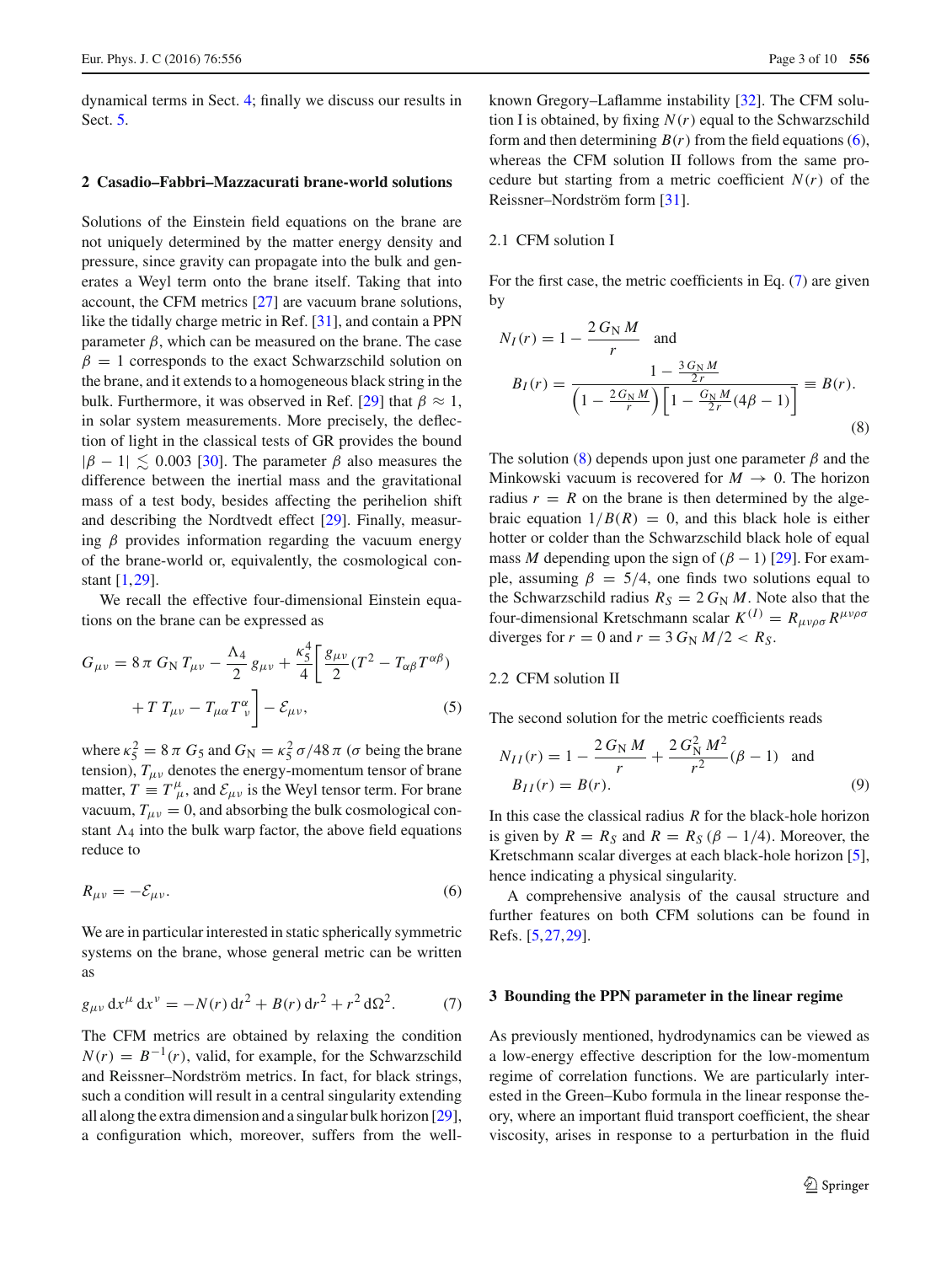dynamical terms in Sect. 4; finally we discuss our results in Sect. 5.

## 2 Casadio–Fabbri–Mazzacurati brane-world solutions

Solutions of the Einstein field equations on the brane are not uniquely determined by the matter energy density and pressure, since gravity can propagate into the bulk and generates a Weyl term onto the brane itself. Taking that into account, the CFM metrics [27] are vacuum brane solutions, like the tidally charge metric in Ref. [31], and contain a PPN parameter $\beta$, which can be measured on the brane. The case $\beta = 1$ corresponds to the exact Schwarzschild solution on the brane, and it extends to a homogeneous black string in the bulk. Furthermore, it was observed in Ref. [29] that $\beta \approx 1$, in solar system measurements. More precisely, the deflection of light in the classical tests of GR provides the bound $|\beta - 1| \lesssim 0.003$ [30]. The parameter $\beta$ also measures the difference between the inertial mass and the gravitational mass of a test body, besides affecting the perihelion shift and describing the Nordtvedt effect [29]. Finally, measuring $\beta$ provides information regarding the vacuum energy of the brane-world or, equivalently, the cosmological constant [1,29].

We recall the effective four-dimensional Einstein equations on the brane can be expressed as

$$G_{\mu\nu} = 8\pi G_N T_{\mu\nu} - \frac{\Lambda_4}{2} g_{\mu\nu} + \frac{\kappa_5^4}{4}\left[\frac{g_{\mu\nu}}{2}(T^2 - T_{\alpha\beta}T^{\alpha\beta}) + T\,T_{\mu\nu} - T_{\mu\alpha}T^{\alpha}_{\ \nu}\right] - \mathcal{E}_{\mu\nu}, \tag{5}$$

where $\kappa_5^2 = 8\pi G_5$ and $G_N = \kappa_5^2\sigma/48\pi$ ($\sigma$ being the brane tension), $T_{\mu\nu}$ denotes the energy-momentum tensor of brane matter, $T \equiv T^{\mu}_{\ \mu}$, and $\mathcal{E}_{\mu\nu}$ is the Weyl tensor term. For brane vacuum, $T_{\mu\nu} = 0$, and absorbing the bulk cosmological constant $\Lambda_4$ into the bulk warp factor, the above field equations reduce to

$$R_{\mu\nu} = -\mathcal{E}_{\mu\nu}. \tag{6}$$

We are in particular interested in static spherically symmetric systems on the brane, whose general metric can be written as

$$g_{\mu\nu}\,dx^\mu\,dx^\nu = -N(r)\,dt^2 + B(r)\,dr^2 + r^2\,d\Omega^2. \tag{7}$$

The CFM metrics are obtained by relaxing the condition $N(r) = B^{-1}(r)$, valid, for example, for the Schwarzschild and Reissner–Nordström metrics. In fact, for black strings, such a condition will result in a central singularity extending all along the extra dimension and a singular bulk horizon [29], a configuration which, moreover, suffers from the well-known Gregory–Laflamme instability [32]. The CFM solution I is obtained, by fixing $N(r)$ equal to the Schwarzschild form and then determining $B(r)$ from the field equations (6), whereas the CFM solution II follows from the same procedure but starting from a metric coefficient $N(r)$ of the Reissner–Nordström form [31].

### 2.1 CFM solution I

For the first case, the metric coefficients in Eq. (7) are given by

$$N_I(r) = 1 - \frac{2\,G_N\,M}{r} \quad \text{and}$$
$$B_I(r) = \frac{1 - \frac{3\,G_N\,M}{2\,r}}{\left(1 - \frac{2\,G_N\,M}{r}\right)\left[1 - \frac{G_N\,M}{2\,r}(4\beta - 1)\right]} \equiv B(r). \tag{8}$$

The solution (8) depends upon just one parameter $\beta$ and the Minkowski vacuum is recovered for $M \to 0$. The horizon radius $r = R$ on the brane is then determined by the algebraic equation $1/B(R) = 0$, and this black hole is either hotter or colder than the Schwarzschild black hole of equal mass $M$ depending upon the sign of $(\beta - 1)$ [29]. For example, assuming $\beta = 5/4$, one finds two solutions equal to the Schwarzschild radius $R_S = 2\,G_N\,M$. Note also that the four-dimensional Kretschmann scalar $K^{(I)} = R_{\mu\nu\rho\sigma}R^{\mu\nu\rho\sigma}$ diverges for $r = 0$ and $r = 3\,G_N\,M/2 < R_S$.

### 2.2 CFM solution II

The second solution for the metric coefficients reads

$$N_{II}(r) = 1 - \frac{2\,G_N\,M}{r} + \frac{2\,G_N^2\,M^2}{r^2}(\beta - 1) \quad \text{and}$$
$$B_{II}(r) = B(r). \tag{9}$$

In this case the classical radius $R$ for the black-hole horizon is given by $R = R_S$ and $R = R_S\,(\beta - 1/4)$. Moreover, the Kretschmann scalar diverges at each black-hole horizon [5], hence indicating a physical singularity.

A comprehensive analysis of the causal structure and further features on both CFM solutions can be found in Refs. [5,27,29].

## 3 Bounding the PPN parameter in the linear regime

As previously mentioned, hydrodynamics can be viewed as a low-energy effective description for the low-momentum regime of correlation functions. We are particularly interested in the Green–Kubo formula in the linear response theory, where an important fluid transport coefficient, the shear viscosity, arises in response to a perturbation in the fluid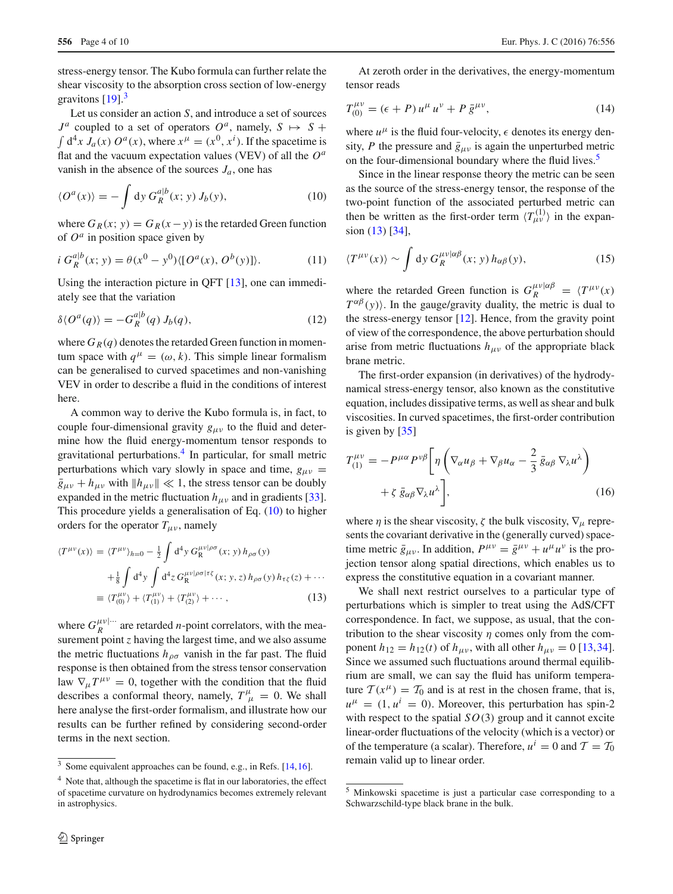stress-energy tensor. The Kubo formula can further relate the shear viscosity to the absorption cross section of low-energy gravitons [19].[3]

Let us consider an action $S$, and introduce a set of sources $J^a$ coupled to a set of operators $O^a$, namely, $S \mapsto S + \int \mathrm{d}^4x \, J_a(x)\, O^a(x)$, where $x^\mu = (x^0, x^i)$. If the spacetime is flat and the vacuum expectation values (VEV) of all the $O^a$ vanish in the absence of the sources $J_a$, one has

$$\langle O^a(x)\rangle = -\int \mathrm{d}y \, G_R^{a|b}(x;y)\, J_b(y), \tag{10}$$

where $G_R(x;y) = G_R(x-y)$ is the retarded Green function of $O^a$ in position space given by

$$i\, G_R^{a|b}(x;y) = \theta(x^0 - y^0)\langle [O^a(x), O^b(y)]\rangle. \tag{11}$$

Using the interaction picture in QFT [13], one can immediately see that the variation

$$\delta\langle O^a(q)\rangle = -G_R^{a|b}(q)\, J_b(q), \tag{12}$$

where $G_R(q)$ denotes the retarded Green function in momentum space with $q^\mu = (\omega, k)$. This simple linear formalism can be generalised to curved spacetimes and non-vanishing VEV in order to describe a fluid in the conditions of interest here.

A common way to derive the Kubo formula is, in fact, to couple four-dimensional gravity $g_{\mu\nu}$ to the fluid and determine how the fluid energy-momentum tensor responds to gravitational perturbations.[4] In particular, for small metric perturbations which vary slowly in space and time, $g_{\mu\nu} = \bar{g}_{\mu\nu} + h_{\mu\nu}$ with $\|h_{\mu\nu}\| \ll 1$, the stress tensor can be doubly expanded in the metric fluctuation $h_{\mu\nu}$ and in gradients [33]. This procedure yields a generalisation of Eq. (10) to higher orders for the operator $T_{\mu\nu}$, namely

$$\begin{aligned}
\langle T^{\mu\nu}(x)\rangle &= \langle T^{\mu\nu}\rangle_{h=0} - \tfrac{1}{2}\int \mathrm{d}^4y \, G_{\mathrm{R}}^{\mu\nu|\rho\sigma}(x;y)\, h_{\rho\sigma}(y) \\
&\quad + \tfrac{1}{8}\int \mathrm{d}^4y \int \mathrm{d}^4z \, G_{\mathrm{R}}^{\mu\nu|\rho\sigma|\tau\zeta}(x;y,z)\, h_{\rho\sigma}(y)\, h_{\tau\zeta}(z) + \cdots \\
&\equiv \langle T^{\mu\nu}_{(0)}\rangle + \langle T^{\mu\nu}_{(1)}\rangle + \langle T^{\mu\nu}_{(2)}\rangle + \cdots,
\end{aligned} \tag{13}$$

where $G_R^{\mu\nu|\cdots}$ are retarded $n$-point correlators, with the measurement point $z$ having the largest time, and we also assume the metric fluctuations $h_{\rho\sigma}$ vanish in the far past. The fluid response is then obtained from the stress tensor conservation law $\nabla_\mu T^{\mu\nu} = 0$, together with the condition that the fluid describes a conformal theory, namely, $T^\mu_{\ \mu} = 0$. We shall here analyse the first-order formalism, and illustrate how our results can be further refined by considering second-order terms in the next section.

At zeroth order in the derivatives, the energy-momentum tensor reads

$$T^{\mu\nu}_{(0)} = (\epsilon + P)\, u^\mu u^\nu + P\, \bar{g}^{\mu\nu}, \tag{14}$$

where $u^\mu$ is the fluid four-velocity, $\epsilon$ denotes its energy density, $P$ the pressure and $\bar{g}_{\mu\nu}$ is again the unperturbed metric on the four-dimensional boundary where the fluid lives.[5]

Since in the linear response theory the metric can be seen as the source of the stress-energy tensor, the response of the two-point function of the associated perturbed metric can then be written as the first-order term $\langle T^{(1)}_{\mu\nu}\rangle$ in the expansion (13) [34],

$$\langle T^{\mu\nu}(x)\rangle \sim \int \mathrm{d}y \, G_R^{\mu\nu|\alpha\beta}(x;y)\, h_{\alpha\beta}(y), \tag{15}$$

where the retarded Green function is $G_R^{\mu\nu|\alpha\beta} = \langle T^{\mu\nu}(x)\, T^{\alpha\beta}(y)\rangle$. In the gauge/gravity duality, the metric is dual to the stress-energy tensor [12]. Hence, from the gravity point of view of the correspondence, the above perturbation should arise from metric fluctuations $h_{\mu\nu}$ of the appropriate black brane metric.

The first-order expansion (in derivatives) of the hydrodynamical stress-energy tensor, also known as the constitutive equation, includes dissipative terms, as well as shear and bulk viscosities. In curved spacetimes, the first-order contribution is given by [35]

$$\begin{aligned}
T^{\mu\nu}_{(1)} &= -P^{\mu\alpha} P^{\nu\beta}\Big[\eta\left(\nabla_\alpha u_\beta + \nabla_\beta u_\alpha - \frac{2}{3}\,\bar{g}_{\alpha\beta}\,\nabla_\lambda u^\lambda\right) \\
&\quad + \zeta\, \bar{g}_{\alpha\beta}\nabla_\lambda u^\lambda\Big],
\end{aligned} \tag{16}$$

where $\eta$ is the shear viscosity, $\zeta$ the bulk viscosity, $\nabla_\mu$ represents the covariant derivative in the (generally curved) spacetime metric $\bar{g}_{\mu\nu}$. In addition, $P^{\mu\nu} = \bar{g}^{\mu\nu} + u^\mu u^\nu$ is the projection tensor along spatial directions, which enables us to express the constitutive equation in a covariant manner.

We shall next restrict ourselves to a particular type of perturbations which is simpler to treat using the AdS/CFT correspondence. In fact, we suppose, as usual, that the contribution to the shear viscosity $\eta$ comes only from the component $h_{12} = h_{12}(t)$ of $h_{\mu\nu}$, with all other $h_{\mu\nu} = 0$ [13,34]. Since we assumed such fluctuations around thermal equilibrium are small, we can say the fluid has uniform temperature $\mathcal{T}(x^\mu) = \mathcal{T}_0$ and is at rest in the chosen frame, that is, $u^\mu = (1, u^i = 0)$. Moreover, this perturbation has spin-2 with respect to the spatial $SO(3)$ group and it cannot excite linear-order fluctuations of the velocity (which is a vector) or of the temperature (a scalar). Therefore, $u^i = 0$ and $\mathcal{T} = \mathcal{T}_0$ remain valid up to linear order.

---

[3] Some equivalent approaches can be found, e.g., in Refs. [14,16].

[4] Note that, although the spacetime is flat in our laboratories, the effect of spacetime curvature on hydrodynamics becomes extremely relevant in astrophysics.

[5] Minkowski spacetime is just a particular case corresponding to a Schwarzschild-type black brane in the bulk.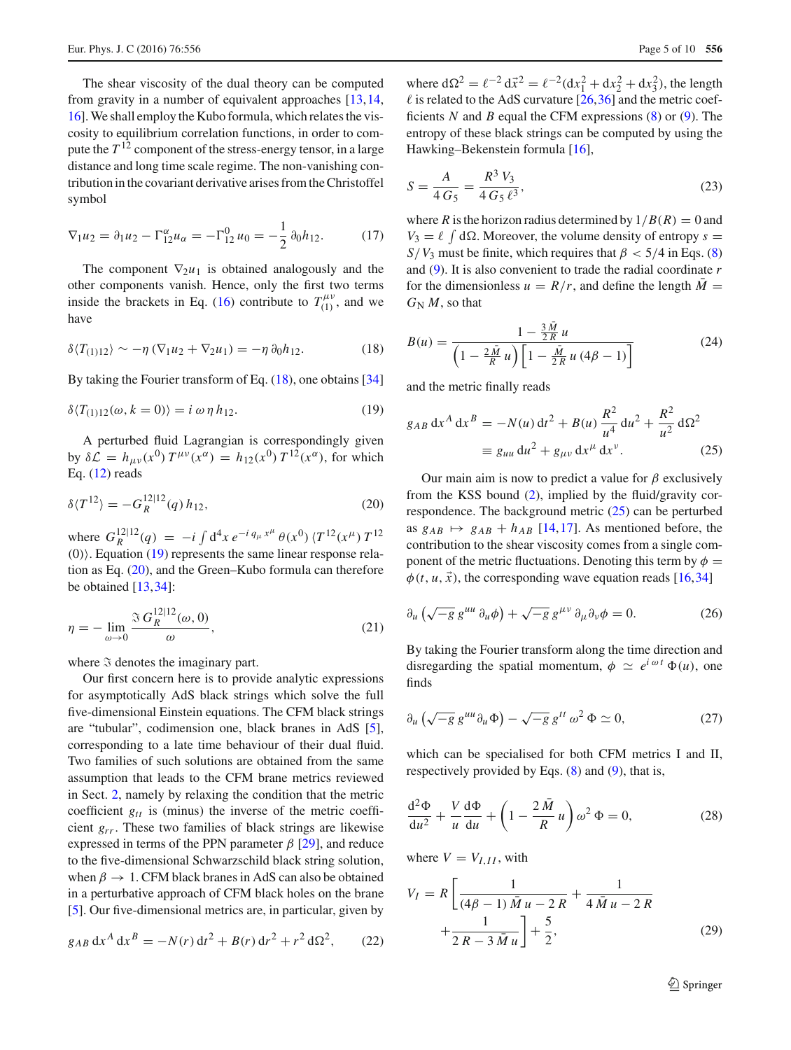The shear viscosity of the dual theory can be computed from gravity in a number of equivalent approaches [13,14,16]. We shall employ the Kubo formula, which relates the viscosity to equilibrium correlation functions, in order to compute the $T^{12}$ component of the stress-energy tensor, in a large distance and long time scale regime. The non-vanishing contribution in the covariant derivative arises from the Christoffel symbol

$$\nabla_1 u_2 = \partial_1 u_2 - \Gamma^\alpha_{12} u_\alpha = -\Gamma^0_{12}\, u_0 = -\frac{1}{2}\, \partial_0 h_{12}. \tag{17}$$

The component $\nabla_2 u_1$ is obtained analogously and the other components vanish. Hence, only the first two terms inside the brackets in Eq. (16) contribute to $T^{\mu\nu}_{(1)}$, and we have

$$\delta \langle T_{(1)12}\rangle \sim -\eta\, (\nabla_1 u_2 + \nabla_2 u_1) = -\eta\, \partial_0 h_{12}. \tag{18}$$

By taking the Fourier transform of Eq. (18), one obtains [34]

$$\delta \langle T_{(1)12}(\omega, k=0)\rangle = i\, \omega\, \eta\, h_{12}. \tag{19}$$

A perturbed fluid Lagrangian is correspondingly given by $\delta\mathcal{L} = h_{\mu\nu}(x^0)\, T^{\mu\nu}(x^\alpha) = h_{12}(x^0)\, T^{12}(x^\alpha)$, for which Eq. (12) reads

$$\delta\langle T^{12}\rangle = -G_R^{12|12}(q)\, h_{12}, \tag{20}$$

where $G_R^{12|12}(q) = -i \int d^4x\, e^{-i\, q_\mu x^\mu}\, \theta(x^0)\, \langle T^{12}(x^\mu)\, T^{12}(0)\rangle$. Equation (19) represents the same linear response relation as Eq. (20), and the Green–Kubo formula can therefore be obtained [13,34]:

$$\eta = -\lim_{\omega\to 0} \frac{\Im\, G_R^{12|12}(\omega, 0)}{\omega}, \tag{21}$$

where $\Im$ denotes the imaginary part.

Our first concern here is to provide analytic expressions for asymptotically AdS black strings which solve the full five-dimensional Einstein equations. The CFM black strings are "tubular", codimension one, black branes in AdS [5], corresponding to a late time behaviour of their dual fluid. Two families of such solutions are obtained from the same assumption that leads to the CFM brane metrics reviewed in Sect. 2, namely by relaxing the condition that the metric coefficient $g_{tt}$ is (minus) the inverse of the metric coefficient $g_{rr}$. These two families of black strings are likewise expressed in terms of the PPN parameter $\beta$ [29], and reduce to the five-dimensional Schwarzschild black string solution, when $\beta \to 1$. CFM black branes in AdS can also be obtained in a perturbative approach of CFM black holes on the brane [5]. Our five-dimensional metrics are, in particular, given by

$$g_{AB}\, dx^A\, dx^B = -N(r)\, dt^2 + B(r)\, dr^2 + r^2\, d\Omega^2, \tag{22}$$

where $d\Omega^2 = \ell^{-2}\, d\vec{x}^2 = \ell^{-2}(dx_1^2 + dx_2^2 + dx_3^2)$, the length $\ell$ is related to the AdS curvature [26,36] and the metric coefficients $N$ and $B$ equal the CFM expressions (8) or (9). The entropy of these black strings can be computed by using the Hawking–Bekenstein formula [16],

$$S = \frac{A}{4\, G_5} = \frac{R^3\, V_3}{4\, G_5\, \ell^3}, \tag{23}$$

where $R$ is the horizon radius determined by $1/B(R) = 0$ and $V_3 = \ell \int d\Omega$. Moreover, the volume density of entropy $s = S/V_3$ must be finite, which requires that $\beta < 5/4$ in Eqs. (8) and (9). It is also convenient to trade the radial coordinate $r$ for the dimensionless $u = R/r$, and define the length $\bar{M} = G_N\, M$, so that

$$B(u) = \frac{1 - \frac{3\,\bar{M}}{2\,R}\, u}{\left(1 - \frac{2\,\bar{M}}{R}\, u\right)\left[1 - \frac{\bar{M}}{2\,R}\, u\, (4\beta - 1)\right]} \tag{24}$$

and the metric finally reads

$$\begin{aligned} g_{AB}\, dx^A\, dx^B &= -N(u)\, dt^2 + B(u)\, \frac{R^2}{u^4}\, du^2 + \frac{R^2}{u^2}\, d\Omega^2 \\ &\equiv g_{uu}\, du^2 + g_{\mu\nu}\, dx^\mu\, dx^\nu. \end{aligned} \tag{25}$$

Our main aim is now to predict a value for $\beta$ exclusively from the KSS bound (2), implied by the fluid/gravity correspondence. The background metric (25) can be perturbed as $g_{AB} \mapsto g_{AB} + h_{AB}$ [14,17]. As mentioned before, the contribution to the shear viscosity comes from a single component of the metric fluctuations. Denoting this term by $\phi = \phi(t, u, \vec{x})$, the corresponding wave equation reads [16,34]

$$\partial_u \left(\sqrt{-g}\, g^{uu}\, \partial_u \phi\right) + \sqrt{-g}\, g^{\mu\nu}\, \partial_\mu \partial_\nu \phi = 0. \tag{26}$$

By taking the Fourier transform along the time direction and disregarding the spatial momentum, $\phi \simeq e^{i\,\omega\, t}\, \Phi(u)$, one finds

$$\partial_u \left(\sqrt{-g}\, g^{uu} \partial_u \Phi\right) - \sqrt{-g}\, g^{tt}\, \omega^2\, \Phi \simeq 0, \tag{27}$$

which can be specialised for both CFM metrics I and II, respectively provided by Eqs. (8) and (9), that is,

$$\frac{d^2\Phi}{du^2} + \frac{V}{u}\frac{d\Phi}{du} + \left(1 - \frac{2\,\bar{M}}{R}\, u\right)\omega^2\, \Phi = 0, \tag{28}$$

where $V = V_{I,II}$, with

$$\begin{aligned} V_I = R &\left[\frac{1}{(4\beta - 1)\, \bar{M}\, u - 2\,R} + \frac{1}{4\,\bar{M}\, u - 2\,R}\right. \\ &\left. + \frac{1}{2\,R - 3\,\bar{M}\, u}\right] + \frac{5}{2}, \end{aligned} \tag{29}$$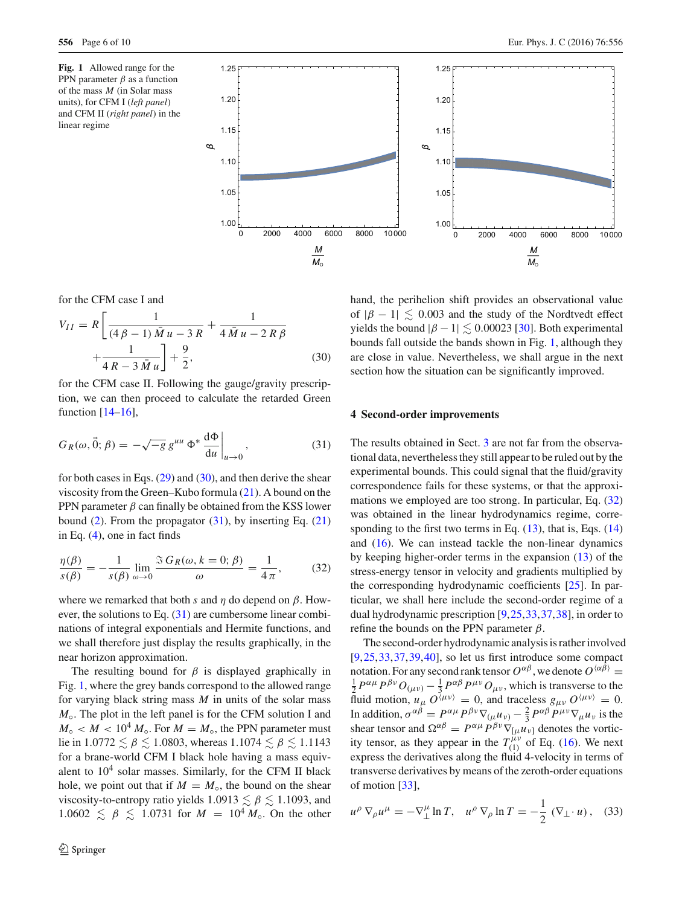**Fig. 1** Allowed range for the PPN parameter $\beta$ as a function of the mass $M$ (in Solar mass units), for CFM I (*left panel*) and CFM II (*right panel*) in the linear regime

for the CFM case I and

$$V_{II} = R\left[\frac{1}{(4\beta-1)\bar{M}u - 3R} + \frac{1}{4\bar{M}u - 2R\beta} + \frac{1}{4R - 3\bar{M}u}\right] + \frac{9}{2}, \tag{30}$$

for the CFM case II. Following the gauge/gravity prescription, we can then proceed to calculate the retarded Green function [14–16],

$$G_R(\omega, \vec{0}; \beta) = -\sqrt{-g}\, g^{uu}\, \Phi^* \left.\frac{d\Phi}{du}\right|_{u\to 0}, \tag{31}$$

for both cases in Eqs. (29) and (30), and then derive the shear viscosity from the Green–Kubo formula (21). A bound on the PPN parameter $\beta$ can finally be obtained from the KSS lower bound (2). From the propagator (31), by inserting Eq. (21) in Eq. (4), one in fact finds

$$\frac{\eta(\beta)}{s(\beta)} = -\frac{1}{s(\beta)} \lim_{\omega\to 0} \frac{\Im\, G_R(\omega, k=0; \beta)}{\omega} = \frac{1}{4\pi}, \tag{32}$$

where we remarked that both $s$ and $\eta$ do depend on $\beta$. However, the solutions to Eq. (31) are cumbersome linear combinations of integral exponentials and Hermite functions, and we shall therefore just display the results graphically, in the near horizon approximation.

The resulting bound for $\beta$ is displayed graphically in Fig. 1, where the grey bands correspond to the allowed range for varying black string mass $M$ in units of the solar mass $M_\circ$. The plot in the left panel is for the CFM solution I and $M_\circ < M < 10^4\, M_\circ$. For $M = M_\circ$, the PPN parameter must lie in $1.0772 \lesssim \beta \lesssim 1.0803$, whereas $1.1074 \lesssim \beta \lesssim 1.1143$ for a brane-world CFM I black hole having a mass equivalent to $10^4$ solar masses. Similarly, for the CFM II black hole, we point out that if $M = M_\circ$, the bound on the shear viscosity-to-entropy ratio yields $1.0913 \lesssim \beta \lesssim 1.1093$, and $1.0602 \lesssim \beta \lesssim 1.0731$ for $M = 10^4\, M_\circ$. On the other hand, the perihelion shift provides an observational value of $|\beta - 1| \lesssim 0.003$ and the study of the Nordtvedt effect yields the bound $|\beta - 1| \lesssim 0.00023$ [30]. Both experimental bounds fall outside the bands shown in Fig. 1, although they are close in value. Nevertheless, we shall argue in the next section how the situation can be significantly improved.

## 4 Second-order improvements

The results obtained in Sect. 3 are not far from the observational data, nevertheless they still appear to be ruled out by the experimental bounds. This could signal that the fluid/gravity correspondence fails for these systems, or that the approximations we employed are too strong. In particular, Eq. (32) was obtained in the linear hydrodynamics regime, corresponding to the first two terms in Eq. (13), that is, Eqs. (14) and (16). We can instead tackle the non-linear dynamics by keeping higher-order terms in the expansion (13) of the stress-energy tensor in velocity and gradients multiplied by the corresponding hydrodynamic coefficients [25]. In particular, we shall here include the second-order regime of a dual hydrodynamic prescription [9,25,33,37,38], in order to refine the bounds on the PPN parameter $\beta$.

The second-order hydrodynamic analysis is rather involved [9,25,33,37,39,40], so let us first introduce some compact notation. For any second rank tensor $O^{\alpha\beta}$, we denote $O^{\langle\alpha\beta\rangle} \equiv \frac{1}{2} P^{\alpha\mu} P^{\beta\nu} O_{(\mu\nu)} - \frac{1}{3} P^{\alpha\beta} P^{\mu\nu} O_{\mu\nu}$, which is transverse to the fluid motion, $u_\mu\, O^{\langle\mu\nu\rangle} = 0$, and traceless $g_{\mu\nu}\, O^{\langle\mu\nu\rangle} = 0$. In addition, $\sigma^{\alpha\beta} = P^{\alpha\mu} P^{\beta\nu} \nabla_{(\mu} u_{\nu)} - \frac{2}{3} P^{\alpha\beta} P^{\mu\nu} \nabla_\mu u_\nu$ is the shear tensor and $\Omega^{\alpha\beta} = P^{\alpha\mu} P^{\beta\nu} \nabla_{[\mu} u_{\nu]}$ denotes the vorticity tensor, as they appear in the $T^{\mu\nu}_{(1)}$ of Eq. (16). We next express the derivatives along the fluid 4-velocity in terms of transverse derivatives by means of the zeroth-order equations of motion [33],

$$u^\rho\, \nabla_\rho u^\mu = -\nabla_\perp^\mu \ln T, \quad u^\rho\, \nabla_\rho \ln T = -\frac{1}{2}\, (\nabla_\perp \cdot u), \tag{33}$$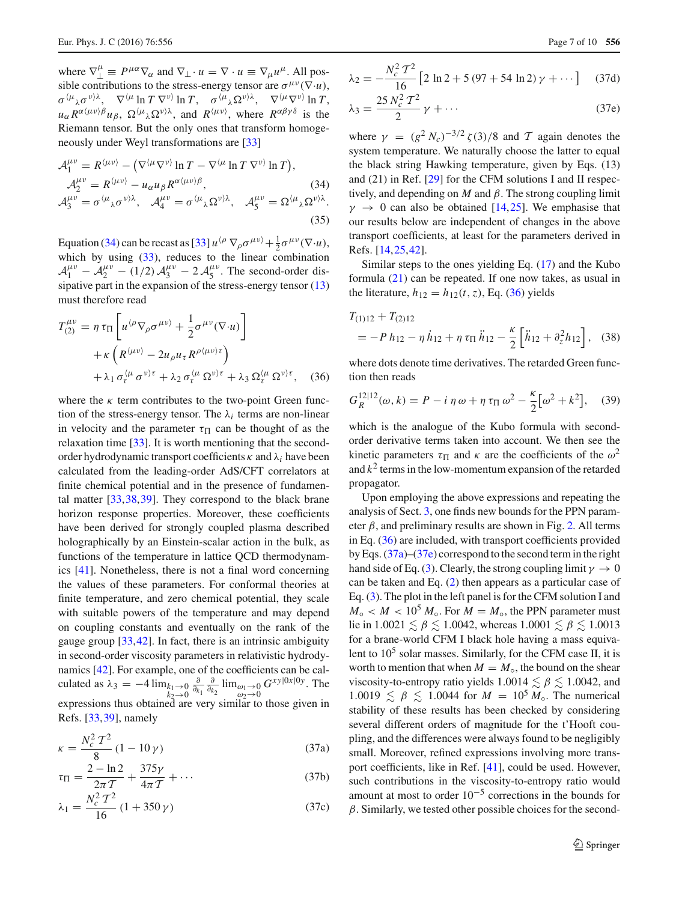where $\nabla_\perp^\mu \equiv P^{\mu\alpha}\nabla_\alpha$ and $\nabla_\perp \cdot u = \nabla \cdot u \equiv \nabla_\mu u^\mu$. All possible contributions to the stress-energy tensor are $\sigma^{\mu\nu}(\nabla \cdot u)$, $\sigma^{\langle\mu}{}_\lambda\sigma^{\nu\rangle\lambda}$, $\nabla^{\langle\mu} \ln T\, \nabla^{\nu\rangle} \ln T$, $\sigma^{\langle\mu}{}_\lambda\Omega^{\nu\rangle\lambda}$, $\nabla^{\langle\mu}\nabla^{\nu\rangle} \ln T$, $u_\alpha R^{\alpha\langle\mu\nu\rangle\beta}u_\beta$, $\Omega^{\langle\mu}{}_\lambda\Omega^{\nu\rangle\lambda}$, and $R^{\langle\mu\nu\rangle}$, where $R^{\alpha\beta\gamma\delta}$ is the Riemann tensor. But the only ones that transform homogeneously under Weyl transformations are [33]

$$\mathcal{A}_1^{\mu\nu} = R^{\langle\mu\nu\rangle} - \left(\nabla^{\langle\mu}\nabla^{\nu\rangle} \ln T - \nabla^{\langle\mu} \ln T\, \nabla^{\nu\rangle} \ln T\right),$$

$$\mathcal{A}_2^{\mu\nu} = R^{\langle\mu\nu\rangle} - u_\alpha u_\beta R^{\alpha\langle\mu\nu\rangle\beta}, \tag{34}$$

$$\mathcal{A}_3^{\mu\nu} = \sigma^{\langle\mu}{}_\lambda\sigma^{\nu\rangle\lambda}, \quad \mathcal{A}_4^{\mu\nu} = \sigma^{\langle\mu}{}_\lambda\Omega^{\nu\rangle\lambda}, \quad \mathcal{A}_5^{\mu\nu} = \Omega^{\langle\mu}{}_\lambda\Omega^{\nu\rangle\lambda}. \tag{35}$$

Equation (34) can be recast as [33] $u^{\langle\rho}\,\nabla_\rho\sigma^{\mu\nu\rangle} + \frac{1}{2}\sigma^{\mu\nu}(\nabla\cdot u)$, which by using (33), reduces to the linear combination $\mathcal{A}_1^{\mu\nu} - \mathcal{A}_2^{\mu\nu} - (1/2)\,\mathcal{A}_3^{\mu\nu} - 2\,\mathcal{A}_5^{\mu\nu}$. The second-order dissipative part in the expansion of the stress-energy tensor (13) must therefore read

$$\begin{aligned}
T_{(2)}^{\mu\nu} &= \eta\,\tau_\Pi\left[u^{\langle\rho}\nabla_\rho\sigma^{\mu\nu\rangle} + \frac{1}{2}\sigma^{\mu\nu}(\nabla\cdot u)\right] \\
&\quad + \kappa\left(R^{\langle\mu\nu\rangle} - 2u_\rho u_\tau R^{\rho\langle\mu\nu\rangle\tau}\right) \\
&\quad + \lambda_1\,\sigma_\tau^{\langle\mu}\,\sigma^{\nu\rangle\tau} + \lambda_2\,\sigma_\tau^{\langle\mu}\,\Omega^{\nu\rangle\tau} + \lambda_3\,\Omega_\tau^{\langle\mu}\,\Omega^{\nu\rangle\tau},
\end{aligned} \tag{36}$$

where the $\kappa$ term contributes to the two-point Green function of the stress-energy tensor. The $\lambda_i$ terms are non-linear in velocity and the parameter $\tau_\Pi$ can be thought of as the relaxation time [33]. It is worth mentioning that the second-order hydrodynamic transport coefficients $\kappa$ and $\lambda_i$ have been calculated from the leading-order AdS/CFT correlators at finite chemical potential and in the presence of fundamental matter [33,38,39]. They correspond to the black brane horizon response properties. Moreover, these coefficients have been derived for strongly coupled plasma described holographically by an Einstein-scalar action in the bulk, as functions of the temperature in lattice QCD thermodynamics [41]. Nonetheless, there is not a final word concerning the values of these parameters. For conformal theories at finite temperature, and zero chemical potential, they scale with suitable powers of the temperature and may depend on coupling constants and eventually on the rank of the gauge group [33,42]. In fact, there is an intrinsic ambiguity in second-order viscosity parameters in relativistic hydrodynamics [42]. For example, one of the coefficients can be calculated as $\lambda_3 = -4\lim_{\substack{k_1\to 0\\ k_2\to 0}}\frac{\partial}{\partial_{k_1}}\frac{\partial}{\partial_{k_2}}\lim_{\substack{\omega_1\to 0\\ \omega_2\to 0}} G^{xy|0x|0y}$. The expressions thus obtained are very similar to those given in Refs. [33,39], namely

$$\kappa = \frac{N_c^2\,\mathcal{T}^2}{8}\,(1 - 10\,\gamma) \tag{37a}$$

$$\tau_\Pi = \frac{2 - \ln 2}{2\pi\mathcal{T}} + \frac{375\gamma}{4\pi\mathcal{T}} + \cdots \tag{37b}$$

$$\lambda_1 = \frac{N_c^2\,\mathcal{T}^2}{16}\,(1 + 350\,\gamma) \tag{37c}$$

$$\lambda_2 = -\frac{N_c^2\,\mathcal{T}^2}{16}\left[2\,\ln 2 + 5\,(97 + 54\,\ln 2)\,\gamma + \cdots\right] \tag{37d}$$

$$\lambda_3 = \frac{25\,N_c^2\,\mathcal{T}^2}{2}\,\gamma + \cdots \tag{37e}$$

where $\gamma = (g^2\,N_c)^{-3/2}\,\zeta(3)/8$ and $\mathcal{T}$ again denotes the system temperature. We naturally choose the latter to equal the black string Hawking temperature, given by Eqs. (13) and (21) in Ref. [29] for the CFM solutions I and II respectively, and depending on $M$ and $\beta$. The strong coupling limit $\gamma \to 0$ can also be obtained [14,25]. We emphasise that our results below are independent of changes in the above transport coefficients, at least for the parameters derived in Refs. [14,25,42].

Similar steps to the ones yielding Eq. (17) and the Kubo formula (21) can be repeated. If one now takes, as usual in the literature, $h_{12} = h_{12}(t, z)$, Eq. (36) yields

$$\begin{aligned}
&T_{(1)12} + T_{(2)12} \\
&\quad = -P\,h_{12} - \eta\,\dot{h}_{12} + \eta\,\tau_\Pi\,\ddot{h}_{12} - \frac{\kappa}{2}\left[\ddot{h}_{12} + \partial_z^2 h_{12}\right],
\end{aligned} \tag{38}$$

where dots denote time derivatives. The retarded Green function then reads

$$G_R^{12|12}(\omega, k) = P - i\,\eta\,\omega + \eta\,\tau_\Pi\,\omega^2 - \frac{\kappa}{2}\left[\omega^2 + k^2\right], \tag{39}$$

which is the analogue of the Kubo formula with second-order derivative terms taken into account. We then see the kinetic parameters $\tau_\Pi$ and $\kappa$ are the coefficients of the $\omega^2$ and $k^2$ terms in the low-momentum expansion of the retarded propagator.

Upon employing the above expressions and repeating the analysis of Sect. 3, one finds new bounds for the PPN parameter $\beta$, and preliminary results are shown in Fig. 2. All terms in Eq. (36) are included, with transport coefficients provided by Eqs. (37a)–(37e) correspond to the second term in the right hand side of Eq. (3). Clearly, the strong coupling limit $\gamma \to 0$ can be taken and Eq. (2) then appears as a particular case of Eq. (3). The plot in the left panel is for the CFM solution I and $M_\circ < M < 10^5\,M_\circ$. For $M = M_\circ$, the PPN parameter must lie in $1.0021 \lesssim \beta \lesssim 1.0042$, whereas $1.0001 \lesssim \beta \lesssim 1.0013$ for a brane-world CFM I black hole having a mass equivalent to $10^5$ solar masses. Similarly, for the CFM case II, it is worth to mention that when $M = M_\circ$, the bound on the shear viscosity-to-entropy ratio yields $1.0014 \lesssim \beta \lesssim 1.0042$, and $1.0019 \lesssim \beta \lesssim 1.0044$ for $M = 10^5\,M_\circ$. The numerical stability of these results has been checked by considering several different orders of magnitude for the t'Hooft coupling, and the differences were always found to be negligibly small. Moreover, refined expressions involving more transport coefficients, like in Ref. [41], could be used. However, such contributions in the viscosity-to-entropy ratio would amount at most to order $10^{-5}$ corrections in the bounds for $\beta$. Similarly, we tested other possible choices for the second-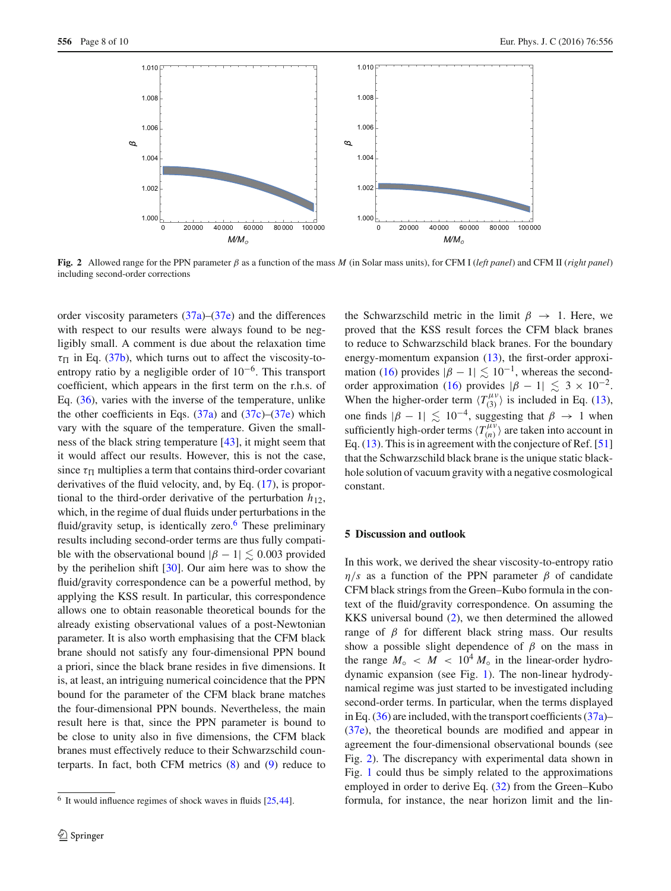Fig. 2 Allowed range for the PPN parameter $\beta$ as a function of the mass $M$ (in Solar mass units), for CFM I (*left panel*) and CFM II (*right panel*) including second-order corrections

order viscosity parameters (37a)–(37e) and the differences with respect to our results were always found to be negligibly small. A comment is due about the relaxation time $\tau_\Pi$ in Eq. (37b), which turns out to affect the viscosity-to-entropy ratio by a negligible order of $10^{-6}$. This transport coefficient, which appears in the first term on the r.h.s. of Eq. (36), varies with the inverse of the temperature, unlike the other coefficients in Eqs. (37a) and (37c)–(37e) which vary with the square of the temperature. Given the smallness of the black string temperature [43], it might seem that it would affect our results. However, this is not the case, since $\tau_\Pi$ multiplies a term that contains third-order covariant derivatives of the fluid velocity, and, by Eq. (17), is proportional to the third-order derivative of the perturbation $h_{12}$, which, in the regime of dual fluids under perturbations in the fluid/gravity setup, is identically zero.[6] These preliminary results including second-order terms are thus fully compatible with the observational bound $|\beta - 1| \lesssim 0.003$ provided by the perihelion shift [30]. Our aim here was to show the fluid/gravity correspondence can be a powerful method, by applying the KSS result. In particular, this correspondence allows one to obtain reasonable theoretical bounds for the already existing observational values of a post-Newtonian parameter. It is also worth emphasising that the CFM black brane should not satisfy any four-dimensional PPN bound a priori, since the black brane resides in five dimensions. It is, at least, an intriguing numerical coincidence that the PPN bound for the parameter of the CFM black brane matches the four-dimensional PPN bounds. Nevertheless, the main result here is that, since the PPN parameter is bound to be close to unity also in five dimensions, the CFM black branes must effectively reduce to their Schwarzschild counterparts. In fact, both CFM metrics (8) and (9) reduce to the Schwarzschild metric in the limit $\beta \to 1$. Here, we proved that the KSS result forces the CFM black branes to reduce to Schwarzschild black branes. For the boundary energy-momentum expansion (13), the first-order approximation (16) provides $|\beta - 1| \lesssim 10^{-1}$, whereas the second-order approximation (16) provides $|\beta - 1| \lesssim 3 \times 10^{-2}$. When the higher-order term $\langle T^{\mu\nu}_{(3)} \rangle$ is included in Eq. (13), one finds $|\beta - 1| \lesssim 10^{-4}$, suggesting that $\beta \to 1$ when sufficiently high-order terms $\langle T^{\mu\nu}_{(n)} \rangle$ are taken into account in Eq. (13). This is in agreement with the conjecture of Ref. [51] that the Schwarzschild black brane is the unique static black-hole solution of vacuum gravity with a negative cosmological constant.

## 5 Discussion and outlook

In this work, we derived the shear viscosity-to-entropy ratio $\eta/s$ as a function of the PPN parameter $\beta$ of candidate CFM black strings from the Green–Kubo formula in the context of the fluid/gravity correspondence. On assuming the KKS universal bound (2), we then determined the allowed range of $\beta$ for different black string mass. Our results show a possible slight dependence of $\beta$ on the mass in the range $M_\circ < M < 10^4 M_\circ$ in the linear-order hydrodynamic expansion (see Fig. 1). The non-linear hydrodynamical regime was just started to be investigated including second-order terms. In particular, when the terms displayed in Eq. (36) are included, with the transport coefficients (37a)–(37e), the theoretical bounds are modified and appear in agreement the four-dimensional observational bounds (see Fig. 2). The discrepancy with experimental data shown in Fig. 1 could thus be simply related to the approximations employed in order to derive Eq. (32) from the Green–Kubo formula, for instance, the near horizon limit and the lin-

[6] It would influence regimes of shock waves in fluids [25,44].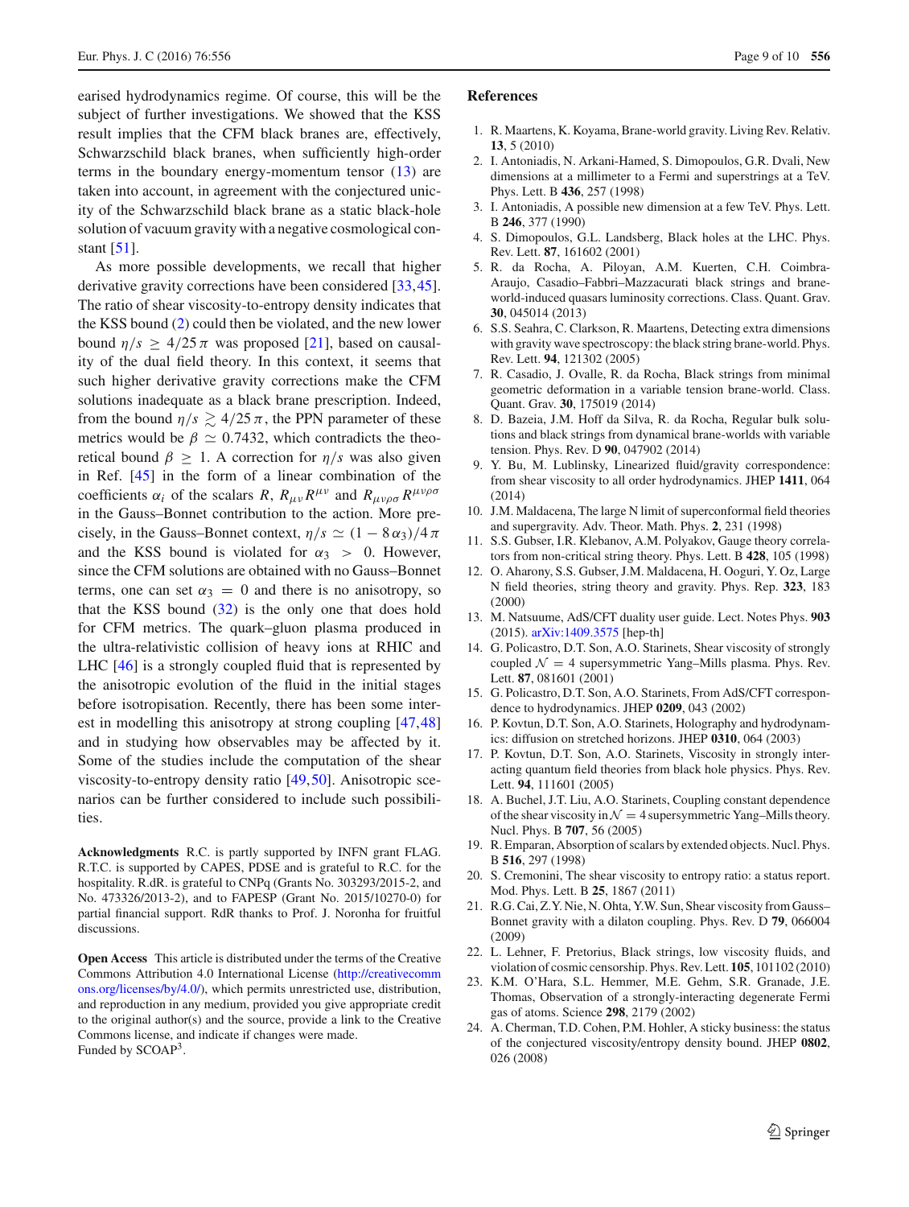earised hydrodynamics regime. Of course, this will be the subject of further investigations. We showed that the KSS result implies that the CFM black branes are, effectively, Schwarzschild black branes, when sufficiently high-order terms in the boundary energy-momentum tensor (13) are taken into account, in agreement with the conjectured unicity of the Schwarzschild black brane as a static black-hole solution of vacuum gravity with a negative cosmological constant [51].

As more possible developments, we recall that higher derivative gravity corrections have been considered [33,45]. The ratio of shear viscosity-to-entropy density indicates that the KSS bound (2) could then be violated, and the new lower bound $\eta/s \geq 4/25\pi$ was proposed [21], based on causality of the dual field theory. In this context, it seems that such higher derivative gravity corrections make the CFM solutions inadequate as a black brane prescription. Indeed, from the bound $\eta/s \gtrsim 4/25\pi$, the PPN parameter of these metrics would be $\beta \simeq 0.7432$, which contradicts the theoretical bound $\beta \geq 1$. A correction for $\eta/s$ was also given in Ref. [45] in the form of a linear combination of the coefficients $\alpha_i$ of the scalars $R$, $R_{\mu\nu}R^{\mu\nu}$ and $R_{\mu\nu\rho\sigma}R^{\mu\nu\rho\sigma}$ in the Gauss–Bonnet contribution to the action. More precisely, in the Gauss–Bonnet context, $\eta/s \simeq (1-8\alpha_3)/4\pi$ and the KSS bound is violated for $\alpha_3 > 0$. However, since the CFM solutions are obtained with no Gauss–Bonnet terms, one can set $\alpha_3 = 0$ and there is no anisotropy, so that the KSS bound (32) is the only one that does hold for CFM metrics. The quark–gluon plasma produced in the ultra-relativistic collision of heavy ions at RHIC and LHC [46] is a strongly coupled fluid that is represented by the anisotropic evolution of the fluid in the initial stages before isotropisation. Recently, there has been some interest in modelling this anisotropy at strong coupling [47,48] and in studying how observables may be affected by it. Some of the studies include the computation of the shear viscosity-to-entropy density ratio [49,50]. Anisotropic scenarios can be further considered to include such possibilities.

**Acknowledgments** R.C. is partly supported by INFN grant FLAG. R.T.C. is supported by CAPES, PDSE and is grateful to R.C. for the hospitality. R.dR. is grateful to CNPq (Grants No. 303293/2015-2, and No. 473326/2013-2), and to FAPESP (Grant No. 2015/10270-0) for partial financial support. RdR thanks to Prof. J. Noronha for fruitful discussions.

**Open Access** This article is distributed under the terms of the Creative Commons Attribution 4.0 International License (http://creativecommons.org/licenses/by/4.0/), which permits unrestricted use, distribution, and reproduction in any medium, provided you give appropriate credit to the original author(s) and the source, provide a link to the Creative Commons license, and indicate if changes were made.
Funded by SCOAP[3].

## References

1. R. Maartens, K. Koyama, Brane-world gravity. Living Rev. Relativ. **13**, 5 (2010)
2. I. Antoniadis, N. Arkani-Hamed, S. Dimopoulos, G.R. Dvali, New dimensions at a millimeter to a Fermi and superstrings at a TeV. Phys. Lett. B **436**, 257 (1998)
3. I. Antoniadis, A possible new dimension at a few TeV. Phys. Lett. B **246**, 377 (1990)
4. S. Dimopoulos, G.L. Landsberg, Black holes at the LHC. Phys. Rev. Lett. **87**, 161602 (2001)
5. R. da Rocha, A. Piloyan, A.M. Kuerten, C.H. Coimbra-Araujo, Casadio–Fabbri–Mazzacurati black strings and brane-world-induced quasars luminosity corrections. Class. Quant. Grav. **30**, 045014 (2013)
6. S.S. Seahra, C. Clarkson, R. Maartens, Detecting extra dimensions with gravity wave spectroscopy: the black string brane-world. Phys. Rev. Lett. **94**, 121302 (2005)
7. R. Casadio, J. Ovalle, R. da Rocha, Black strings from minimal geometric deformation in a variable tension brane-world. Class. Quant. Grav. **30**, 175019 (2014)
8. D. Bazeia, J.M. Hoff da Silva, R. da Rocha, Regular bulk solutions and black strings from dynamical brane-worlds with variable tension. Phys. Rev. D **90**, 047902 (2014)
9. Y. Bu, M. Lublinsky, Linearized fluid/gravity correspondence: from shear viscosity to all order hydrodynamics. JHEP **1411**, 064 (2014)
10. J.M. Maldacena, The large N limit of superconformal field theories and supergravity. Adv. Theor. Math. Phys. **2**, 231 (1998)
11. S.S. Gubser, I.R. Klebanov, A.M. Polyakov, Gauge theory correlators from non-critical string theory. Phys. Lett. B **428**, 105 (1998)
12. O. Aharony, S.S. Gubser, J.M. Maldacena, H. Ooguri, Y. Oz, Large N field theories, string theory and gravity. Phys. Rep. **323**, 183 (2000)
13. M. Natsuume, AdS/CFT duality user guide. Lect. Notes Phys. **903** (2015). arXiv:1409.3575 [hep-th]
14. G. Policastro, D.T. Son, A.O. Starinets, Shear viscosity of strongly coupled $\mathcal{N}=4$ supersymmetric Yang–Mills plasma. Phys. Rev. Lett. **87**, 081601 (2001)
15. G. Policastro, D.T. Son, A.O. Starinets, From AdS/CFT correspondence to hydrodynamics. JHEP **0209**, 043 (2002)
16. P. Kovtun, D.T. Son, A.O. Starinets, Holography and hydrodynamics: diffusion on stretched horizons. JHEP **0310**, 064 (2003)
17. P. Kovtun, D.T. Son, A.O. Starinets, Viscosity in strongly interacting quantum field theories from black hole physics. Phys. Rev. Lett. **94**, 111601 (2005)
18. A. Buchel, J.T. Liu, A.O. Starinets, Coupling constant dependence of the shear viscosity in $\mathcal{N}=4$ supersymmetric Yang–Mills theory. Nucl. Phys. B **707**, 56 (2005)
19. R. Emparan, Absorption of scalars by extended objects. Nucl. Phys. B **516**, 297 (1998)
20. S. Cremonini, The shear viscosity to entropy ratio: a status report. Mod. Phys. Lett. B **25**, 1867 (2011)
21. R.G. Cai, Z.Y. Nie, N. Ohta, Y.W. Sun, Shear viscosity from Gauss–Bonnet gravity with a dilaton coupling. Phys. Rev. D **79**, 066004 (2009)
22. L. Lehner, F. Pretorius, Black strings, low viscosity fluids, and violation of cosmic censorship. Phys. Rev. Lett. **105**, 101102 (2010)
23. K.M. O'Hara, S.L. Hemmer, M.E. Gehm, S.R. Granade, J.E. Thomas, Observation of a strongly-interacting degenerate Fermi gas of atoms. Science **298**, 2179 (2002)
24. A. Cherman, T.D. Cohen, P.M. Hohler, A sticky business: the status of the conjectured viscosity/entropy density bound. JHEP **0802**, 026 (2008)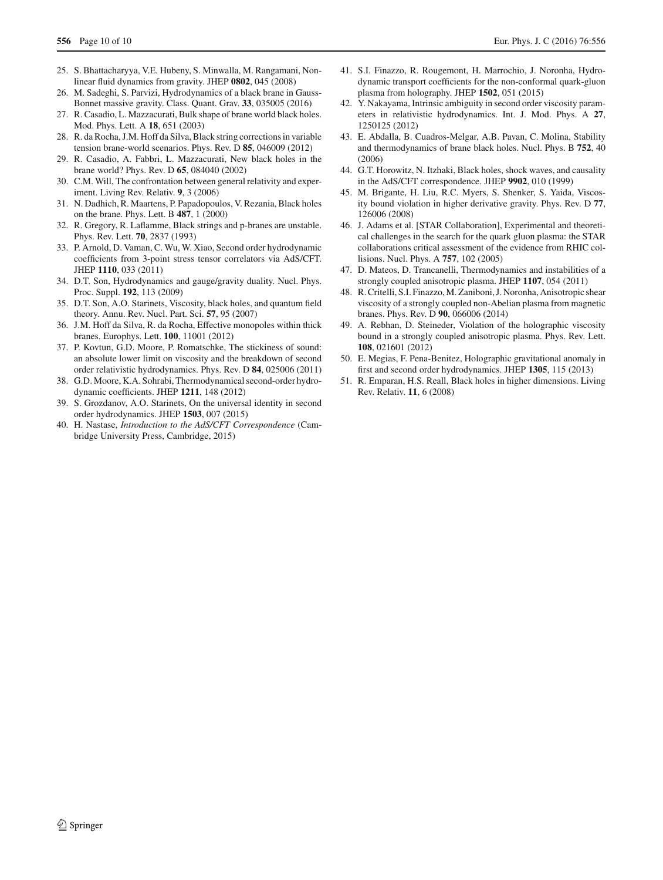25. S. Bhattacharyya, V.E. Hubeny, S. Minwalla, M. Rangamani, Nonlinear fluid dynamics from gravity. JHEP **0802**, 045 (2008)
26. M. Sadeghi, S. Parvizi, Hydrodynamics of a black brane in Gauss-Bonnet massive gravity. Class. Quant. Grav. **33**, 035005 (2016)
27. R. Casadio, L. Mazzacurati, Bulk shape of brane world black holes. Mod. Phys. Lett. A **18**, 651 (2003)
28. R. da Rocha, J.M. Hoff da Silva, Black string corrections in variable tension brane-world scenarios. Phys. Rev. D **85**, 046009 (2012)
29. R. Casadio, A. Fabbri, L. Mazzacurati, New black holes in the brane world? Phys. Rev. D **65**, 084040 (2002)
30. C.M. Will, The confrontation between general relativity and experiment. Living Rev. Relativ. **9**, 3 (2006)
31. N. Dadhich, R. Maartens, P. Papadopoulos, V. Rezania, Black holes on the brane. Phys. Lett. B **487**, 1 (2000)
32. R. Gregory, R. Laflamme, Black strings and p-branes are unstable. Phys. Rev. Lett. **70**, 2837 (1993)
33. P. Arnold, D. Vaman, C. Wu, W. Xiao, Second order hydrodynamic coefficients from 3-point stress tensor correlators via AdS/CFT. JHEP **1110**, 033 (2011)
34. D.T. Son, Hydrodynamics and gauge/gravity duality. Nucl. Phys. Proc. Suppl. **192**, 113 (2009)
35. D.T. Son, A.O. Starinets, Viscosity, black holes, and quantum field theory. Annu. Rev. Nucl. Part. Sci. **57**, 95 (2007)
36. J.M. Hoff da Silva, R. da Rocha, Effective monopoles within thick branes. Europhys. Lett. **100**, 11001 (2012)
37. P. Kovtun, G.D. Moore, P. Romatschke, The stickiness of sound: an absolute lower limit on viscosity and the breakdown of second order relativistic hydrodynamics. Phys. Rev. D **84**, 025006 (2011)
38. G.D. Moore, K.A. Sohrabi, Thermodynamical second-order hydrodynamic coefficients. JHEP **1211**, 148 (2012)
39. S. Grozdanov, A.O. Starinets, On the universal identity in second order hydrodynamics. JHEP **1503**, 007 (2015)
40. H. Nastase, *Introduction to the AdS/CFT Correspondence* (Cambridge University Press, Cambridge, 2015)
41. S.I. Finazzo, R. Rougemont, H. Marrochio, J. Noronha, Hydrodynamic transport coefficients for the non-conformal quark-gluon plasma from holography. JHEP **1502**, 051 (2015)
42. Y. Nakayama, Intrinsic ambiguity in second order viscosity parameters in relativistic hydrodynamics. Int. J. Mod. Phys. A **27**, 1250125 (2012)
43. E. Abdalla, B. Cuadros-Melgar, A.B. Pavan, C. Molina, Stability and thermodynamics of brane black holes. Nucl. Phys. B **752**, 40 (2006)
44. G.T. Horowitz, N. Itzhaki, Black holes, shock waves, and causality in the AdS/CFT correspondence. JHEP **9902**, 010 (1999)
45. M. Brigante, H. Liu, R.C. Myers, S. Shenker, S. Yaida, Viscosity bound violation in higher derivative gravity. Phys. Rev. D **77**, 126006 (2008)
46. J. Adams et al. [STAR Collaboration], Experimental and theoretical challenges in the search for the quark gluon plasma: the STAR collaborations critical assessment of the evidence from RHIC collisions. Nucl. Phys. A **757**, 102 (2005)
47. D. Mateos, D. Trancanelli, Thermodynamics and instabilities of a strongly coupled anisotropic plasma. JHEP **1107**, 054 (2011)
48. R. Critelli, S.I. Finazzo, M. Zaniboni, J. Noronha, Anisotropic shear viscosity of a strongly coupled non-Abelian plasma from magnetic branes. Phys. Rev. D **90**, 066006 (2014)
49. A. Rebhan, D. Steineder, Violation of the holographic viscosity bound in a strongly coupled anisotropic plasma. Phys. Rev. Lett. **108**, 021601 (2012)
50. E. Megias, F. Pena-Benitez, Holographic gravitational anomaly in first and second order hydrodynamics. JHEP **1305**, 115 (2013)
51. R. Emparan, H.S. Reall, Black holes in higher dimensions. Living Rev. Relativ. **11**, 6 (2008)